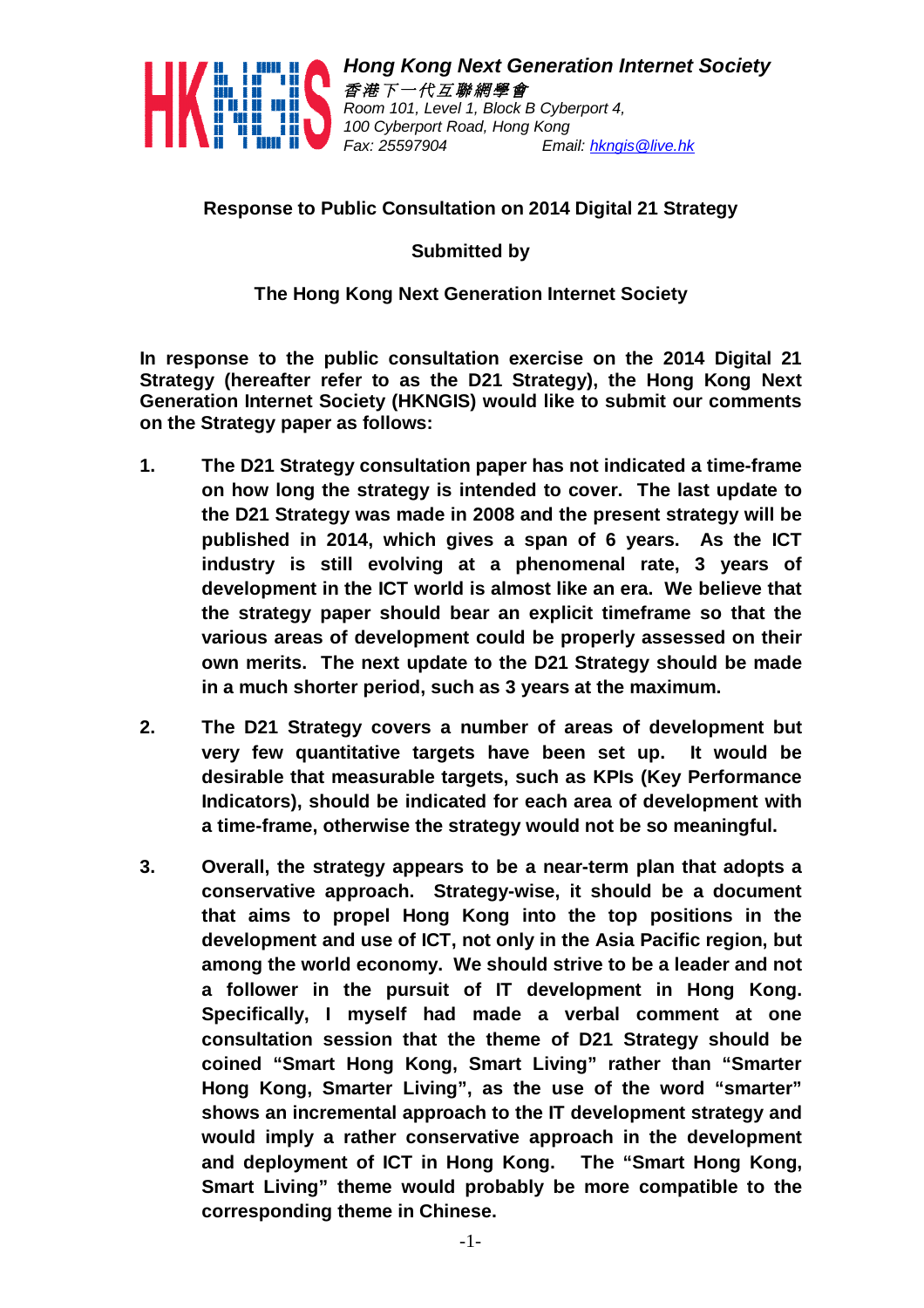**Hong Kong Next Generation Internet Society**
*香港下一代互聯網學會*
*Room 101, Level 1, Block B Cyberport 4,*
*100 Cyberport Road, Hong Kong*
*Fax: 25597904 Email: hkngis@live.hk*

**Response to Public Consultation on 2014 Digital 21 Strategy**

**Submitted by**

**The Hong Kong Next Generation Internet Society**

**In response to the public consultation exercise on the 2014 Digital 21 Strategy (hereafter refer to as the D21 Strategy), the Hong Kong Next Generation Internet Society (HKNGIS) would like to submit our comments on the Strategy paper as follows:**

1. **The D21 Strategy consultation paper has not indicated a time-frame on how long the strategy is intended to cover. The last update to the D21 Strategy was made in 2008 and the present strategy will be published in 2014, which gives a span of 6 years. As the ICT industry is still evolving at a phenomenal rate, 3 years of development in the ICT world is almost like an era. We believe that the strategy paper should bear an explicit timeframe so that the various areas of development could be properly assessed on their own merits. The next update to the D21 Strategy should be made in a much shorter period, such as 3 years at the maximum.**

2. **The D21 Strategy covers a number of areas of development but very few quantitative targets have been set up. It would be desirable that measurable targets, such as KPIs (Key Performance Indicators), should be indicated for each area of development with a time-frame, otherwise the strategy would not be so meaningful.**

3. **Overall, the strategy appears to be a near-term plan that adopts a conservative approach. Strategy-wise, it should be a document that aims to propel Hong Kong into the top positions in the development and use of ICT, not only in the Asia Pacific region, but among the world economy. We should strive to be a leader and not a follower in the pursuit of IT development in Hong Kong. Specifically, I myself had made a verbal comment at one consultation session that the theme of D21 Strategy should be coined "Smart Hong Kong, Smart Living" rather than "Smarter Hong Kong, Smarter Living", as the use of the word "smarter" shows an incremental approach to the IT development strategy and would imply a rather conservative approach in the development and deployment of ICT in Hong Kong. The "Smart Hong Kong, Smart Living" theme would probably be more compatible to the corresponding theme in Chinese.**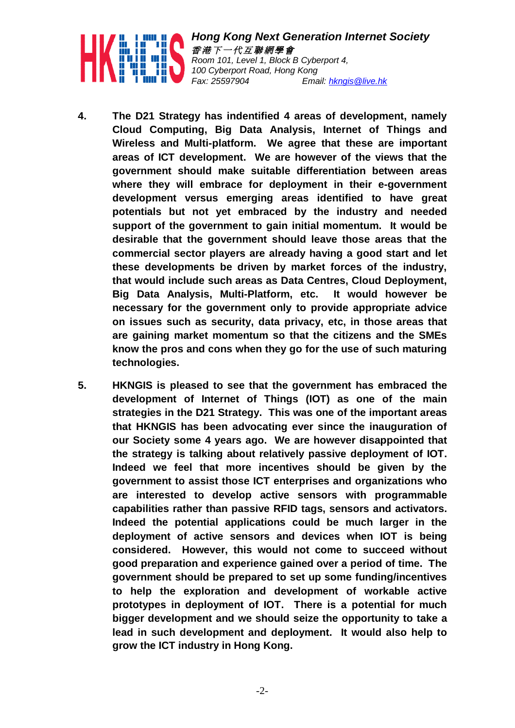4. **The D21 Strategy has indentified 4 areas of development, namely Cloud Computing, Big Data Analysis, Internet of Things and Wireless and Multi-platform. We agree that these are important areas of ICT development. We are however of the views that the government should make suitable differentiation between areas where they will embrace for deployment in their e-government development versus emerging areas identified to have great potentials but not yet embraced by the industry and needed support of the government to gain initial momentum. It would be desirable that the government should leave those areas that the commercial sector players are already having a good start and let these developments be driven by market forces of the industry, that would include such areas as Data Centres, Cloud Deployment, Big Data Analysis, Multi-Platform, etc. It would however be necessary for the government only to provide appropriate advice on issues such as security, data privacy, etc, in those areas that are gaining market momentum so that the citizens and the SMEs know the pros and cons when they go for the use of such maturing technologies.**

5. **HKNGIS is pleased to see that the government has embraced the development of Internet of Things (IOT) as one of the main strategies in the D21 Strategy. This was one of the important areas that HKNGIS has been advocating ever since the inauguration of our Society some 4 years ago. We are however disappointed that the strategy is talking about relatively passive deployment of IOT. Indeed we feel that more incentives should be given by the government to assist those ICT enterprises and organizations who are interested to develop active sensors with programmable capabilities rather than passive RFID tags, sensors and activators. Indeed the potential applications could be much larger in the deployment of active sensors and devices when IOT is being considered. However, this would not come to succeed without good preparation and experience gained over a period of time. The government should be prepared to set up some funding/incentives to help the exploration and development of workable active prototypes in deployment of IOT. There is a potential for much bigger development and we should seize the opportunity to take a lead in such development and deployment. It would also help to grow the ICT industry in Hong Kong.**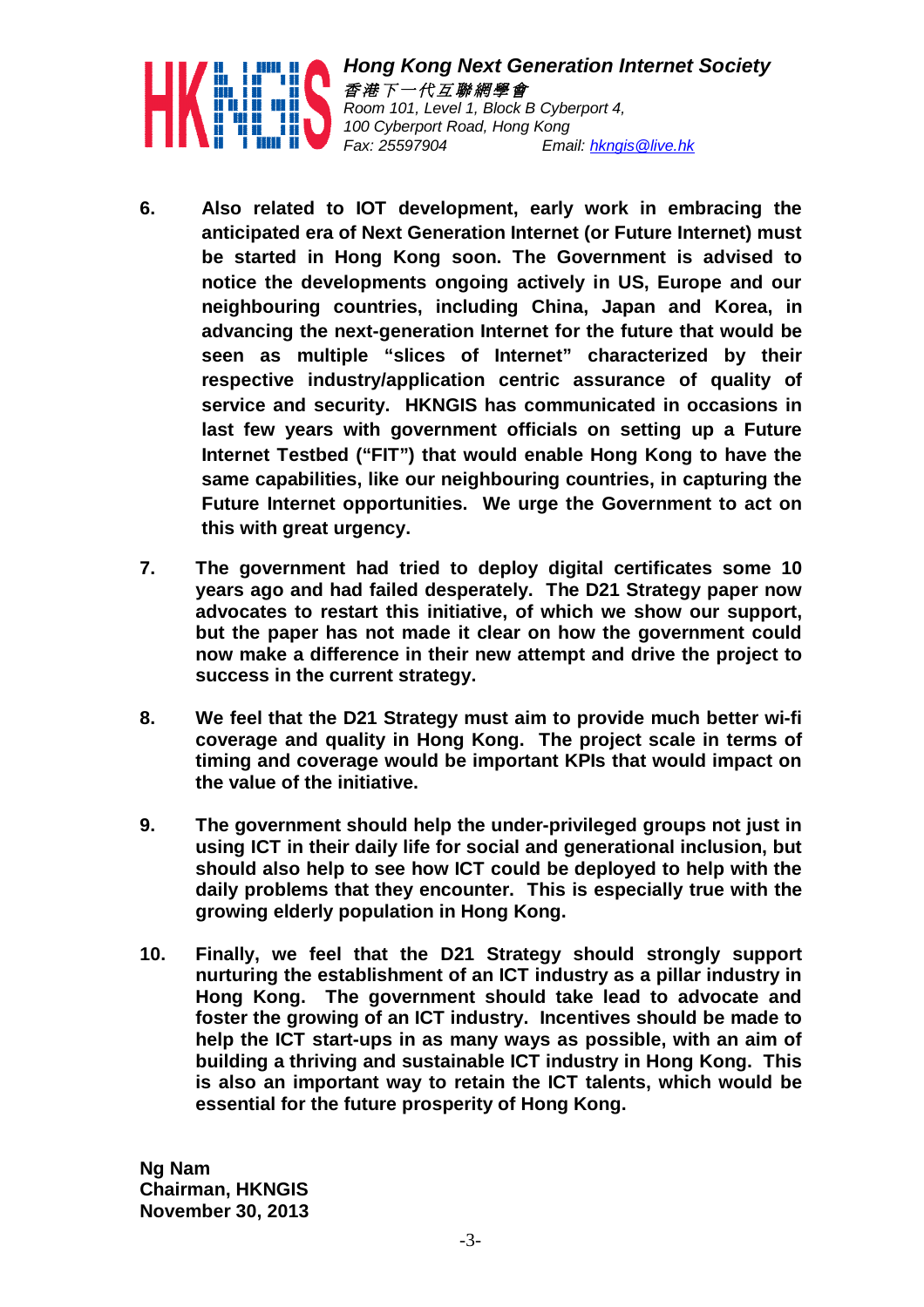*Hong Kong Next Generation Internet Society*
*香港下一代互聯網學會*
*Room 101, Level 1, Block B Cyberport 4,*
*100 Cyberport Road, Hong Kong*
*Fax: 25597904 Email: hkngis@live.hk*

6. **Also related to IOT development, early work in embracing the anticipated era of Next Generation Internet (or Future Internet) must be started in Hong Kong soon. The Government is advised to notice the developments ongoing actively in US, Europe and our neighbouring countries, including China, Japan and Korea, in advancing the next-generation Internet for the future that would be seen as multiple "slices of Internet" characterized by their respective industry/application centric assurance of quality of service and security. HKNGIS has communicated in occasions in last few years with government officials on setting up a Future Internet Testbed ("FIT") that would enable Hong Kong to have the same capabilities, like our neighbouring countries, in capturing the Future Internet opportunities. We urge the Government to act on this with great urgency.**

7. **The government had tried to deploy digital certificates some 10 years ago and had failed desperately. The D21 Strategy paper now advocates to restart this initiative, of which we show our support, but the paper has not made it clear on how the government could now make a difference in their new attempt and drive the project to success in the current strategy.**

8. **We feel that the D21 Strategy must aim to provide much better wi-fi coverage and quality in Hong Kong. The project scale in terms of timing and coverage would be important KPIs that would impact on the value of the initiative.**

9. **The government should help the under-privileged groups not just in using ICT in their daily life for social and generational inclusion, but should also help to see how ICT could be deployed to help with the daily problems that they encounter. This is especially true with the growing elderly population in Hong Kong.**

10. **Finally, we feel that the D21 Strategy should strongly support nurturing the establishment of an ICT industry as a pillar industry in Hong Kong. The government should take lead to advocate and foster the growing of an ICT industry. Incentives should be made to help the ICT start-ups in as many ways as possible, with an aim of building a thriving and sustainable ICT industry in Hong Kong. This is also an important way to retain the ICT talents, which would be essential for the future prosperity of Hong Kong.**

**Ng Nam**
**Chairman, HKNGIS**
**November 30, 2013**